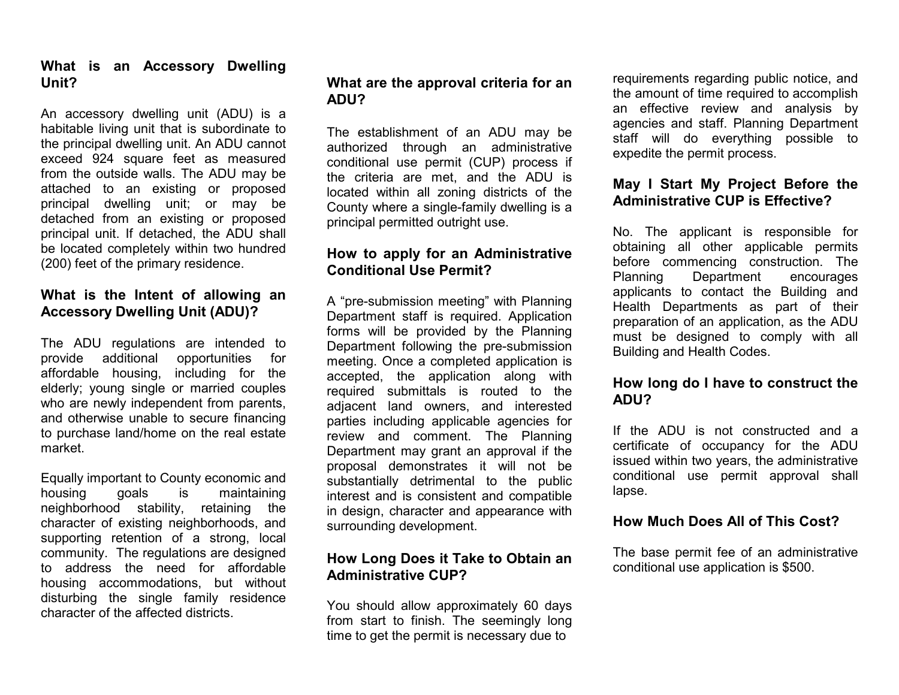## What is an Accessory Dwelling Unit?

An accessory dwelling unit (ADU) is a habitable living unit that is subordinate to the principal dwelling unit. An ADU cannot exceed 924 square feet as measured from the outside walls. The ADU may be attached to an existing or proposed principal dwelling unit; or may be detached from an existing or proposed principal unit. If detached, the ADU shall be located completely within two hundred (200) feet of the primary residence.

## What is the Intent of allowing an Accessory Dwelling Unit (ADU)?

The ADU regulations are intended to provide additional opportunities for affordable housing, including for the elderly; young single or married couples who are newly independent from parents, and otherwise unable to secure financing to purchase land/home on the real estate market.

Equally important to County economic and housing goals is maintaining neighborhood stability, retaining the character of existing neighborhoods, and supporting retention of a strong, local community. The regulations are designed to address the need for affordable housing accommodations, but without disturbing the single family residence character of the affected districts.

## What are the approval criteria for an ADU?

The establishment of an ADU may be authorized through an administrative conditional use permit (CUP) process if the criteria are met, and the ADU is located within all zoning districts of the County where a single-family dwelling is a principal permitted outright use.

## How to apply for an Administrative Conditional Use Permit?

A "pre-submission meeting" with Planning Department staff is required. Application forms will be provided by the Planning Department following the pre-submission meeting. Once a completed application is accepted, the application along with required submittals is routed to the adjacent land owners, and interested parties including applicable agencies for review and comment. The Planning Department may grant an approval if the proposal demonstrates it will not be substantially detrimental to the public interest and is consistent and compatible in design, character and appearance with surrounding development.

## How Long Does it Take to Obtain an Administrative CUP?

You should allow approximately 60 days from start to finish. The seemingly long time to get the permit is necessary due to requirements regarding public notice, and the amount of time required to accomplish an effective review and analysis by agencies and staff. Planning Department staff will do everything possible to expedite the permit process.

## May I Start My Project Before the Administrative CUP is Effective?

No. The applicant is responsible for obtaining all other applicable permits before commencing construction. The Planning Department encourages applicants to contact the Building and Health Departments as part of their preparation of an application, as the ADU must be designed to comply with all Building and Health Codes.

## How long do I have to construct the ADU?

If the ADU is not constructed and a certificate of occupancy for the ADU issued within two years, the administrative conditional use permit approval shall lapse.

## How Much Does All of This Cost?

The base permit fee of an administrative conditional use application is $500.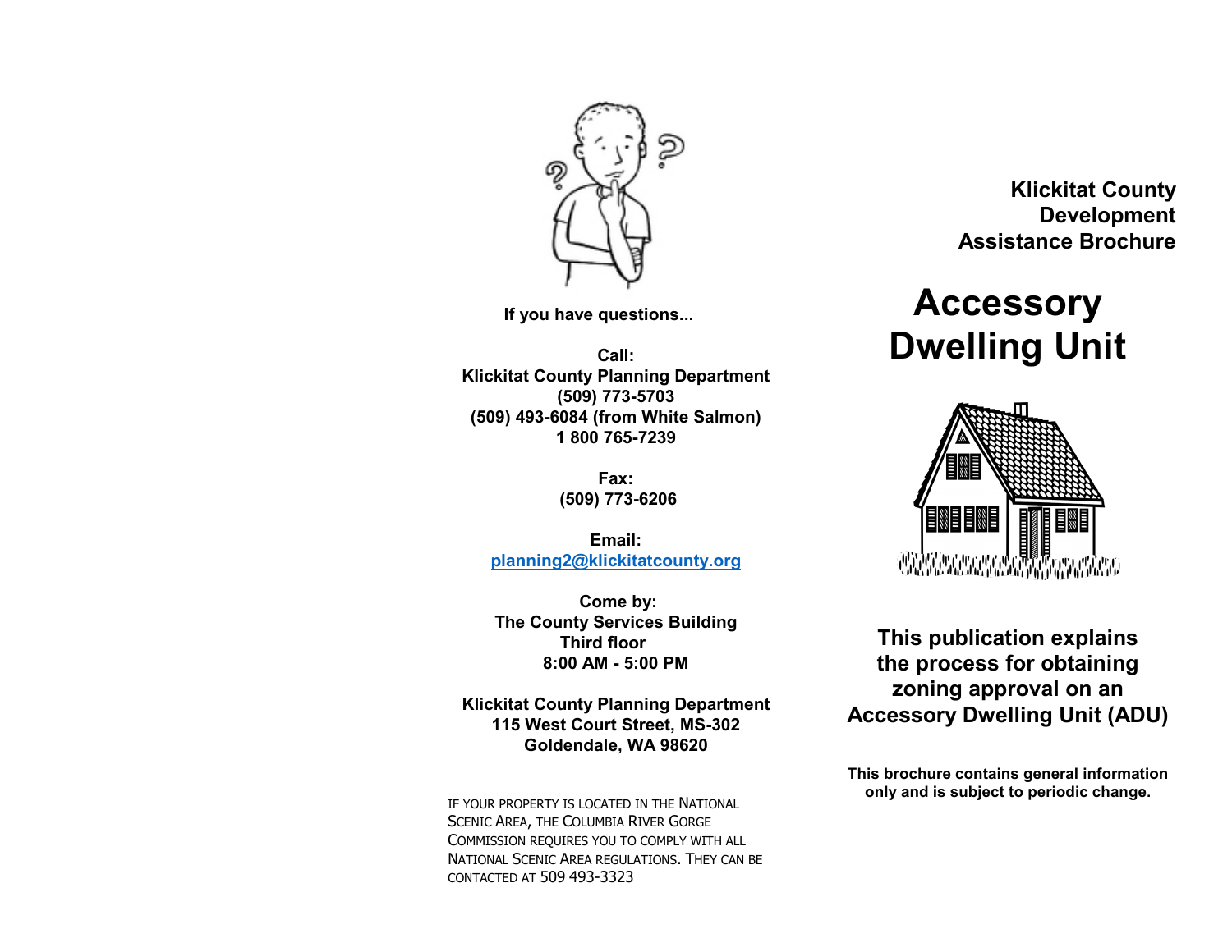**If you have questions...**

**Call:**
**Klickitat County Planning Department**
**(509) 773-5703**
**(509) 493-6084 (from White Salmon)**
**1 800 765-7239**

**Fax:**
**(509) 773-6206**

**Email:**
**planning2@klickitatcounty.org**

**Come by:**
**The County Services Building**
**Third floor**
**8:00 AM - 5:00 PM**

**Klickitat County Planning Department**
**115 West Court Street, MS-302**
**Goldendale, WA 98620**

IF YOUR PROPERTY IS LOCATED IN THE NATIONAL SCENIC AREA, THE COLUMBIA RIVER GORGE COMMISSION REQUIRES YOU TO COMPLY WITH ALL NATIONAL SCENIC AREA REGULATIONS. THEY CAN BE CONTACTED AT 509 493-3323

**Klickitat County Development Assistance Brochure**

# Accessory Dwelling Unit

**This publication explains the process for obtaining zoning approval on an Accessory Dwelling Unit (ADU)**

**This brochure contains general information only and is subject to periodic change.**